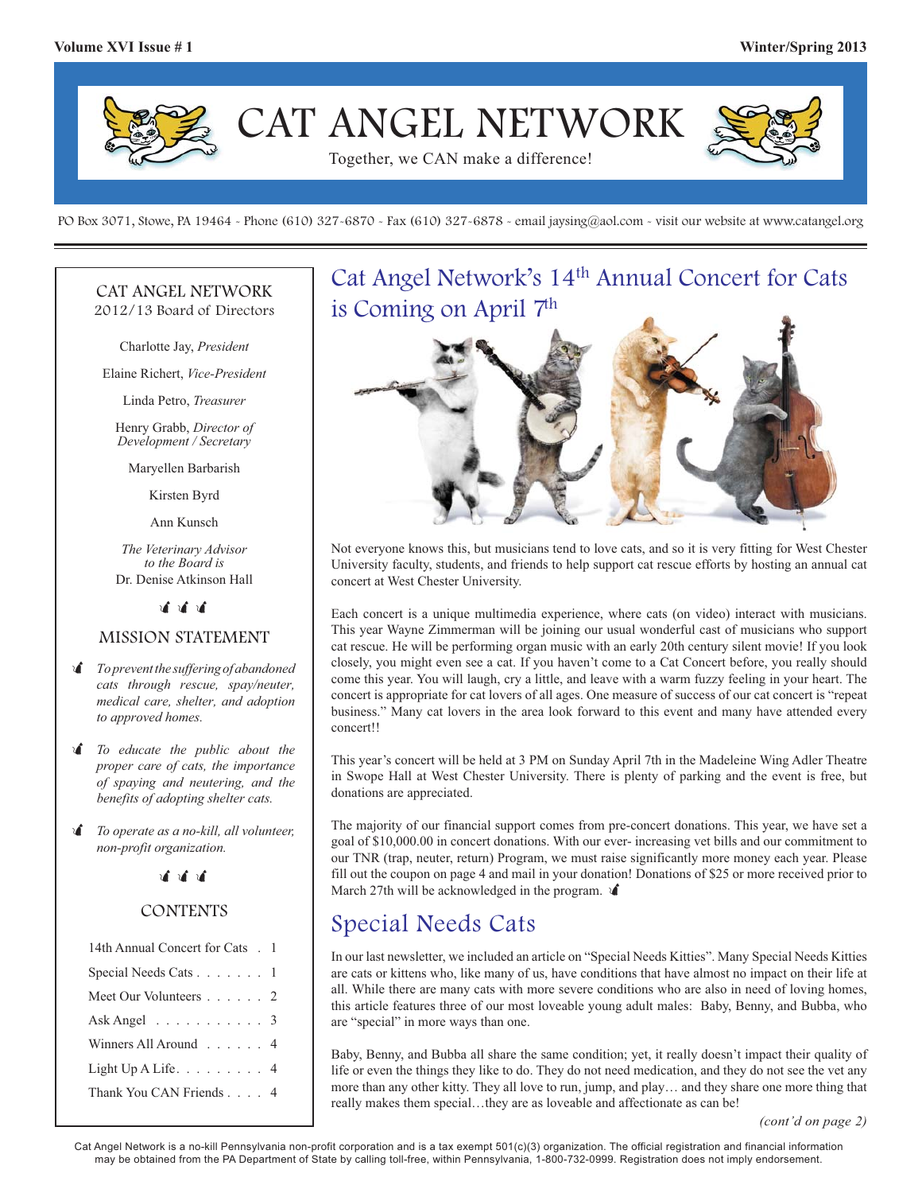Volume XVI Issue # 1 | Winter/Spring 2013

# CAT ANGEL NETWORK

Together, we CAN make a difference!

PO Box 3071, Stowe, PA 19464 - Phone (610) 327-6870 - Fax (610) 327-6878 - email jaysing@aol.com - visit our website at www.catangel.org

## CAT ANGEL NETWORK
2012/13 Board of Directors

Charlotte Jay, *President*

Elaine Richert, *Vice-President*

Linda Petro, *Treasurer*

Henry Grabb, *Director of Development / Secretary*

Maryellen Barbarish

Kirsten Byrd

Ann Kunsch

*The Veterinary Advisor to the Board is*
Dr. Denise Atkinson Hall

## MISSION STATEMENT

- *To prevent the suffering of abandoned cats through rescue, spay/neuter, medical care, shelter, and adoption to approved homes.*
- *To educate the public about the proper care of cats, the importance of spaying and neutering, and the benefits of adopting shelter cats.*
- *To operate as a no-kill, all volunteer, non-profit organization.*

## CONTENTS

| | |
|---|---|
| 14th Annual Concert for Cats | 1 |
| Special Needs Cats | 1 |
| Meet Our Volunteers | 2 |
| Ask Angel | 3 |
| Winners All Around | 4 |
| Light Up A Life | 4 |
| Thank You CAN Friends | 4 |

## Cat Angel Network's 14th Annual Concert for Cats is Coming on April 7th

Not everyone knows this, but musicians tend to love cats, and so it is very fitting for West Chester University faculty, students, and friends to help support cat rescue efforts by hosting an annual cat concert at West Chester University.

Each concert is a unique multimedia experience, where cats (on video) interact with musicians. This year Wayne Zimmerman will be joining our usual wonderful cast of musicians who support cat rescue. He will be performing organ music with an early 20th century silent movie! If you look closely, you might even see a cat. If you haven't come to a Cat Concert before, you really should come this year. You will laugh, cry a little, and leave with a warm fuzzy feeling in your heart. The concert is appropriate for cat lovers of all ages. One measure of success of our cat concert is "repeat business." Many cat lovers in the area look forward to this event and many have attended every concert!!

This year's concert will be held at 3 PM on Sunday April 7th in the Madeleine Wing Adler Theatre in Swope Hall at West Chester University. There is plenty of parking and the event is free, but donations are appreciated.

The majority of our financial support comes from pre-concert donations. This year, we have set a goal of $10,000.00 in concert donations. With our ever- increasing vet bills and our commitment to our TNR (trap, neuter, return) Program, we must raise significantly more money each year. Please fill out the coupon on page 4 and mail in your donation! Donations of $25 or more received prior to March 27th will be acknowledged in the program.

## Special Needs Cats

In our last newsletter, we included an article on "Special Needs Kitties". Many Special Needs Kitties are cats or kittens who, like many of us, have conditions that have almost no impact on their life at all. While there are many cats with more severe conditions who are also in need of loving homes, this article features three of our most loveable young adult males: Baby, Benny, and Bubba, who are "special" in more ways than one.

Baby, Benny, and Bubba all share the same condition; yet, it really doesn't impact their quality of life or even the things they like to do. They do not need medication, and they do not see the vet any more than any other kitty. They all love to run, jump, and play… and they share one more thing that really makes them special…they are as loveable and affectionate as can be!

*(cont'd on page 2)*

Cat Angel Network is a no-kill Pennsylvania non-profit corporation and is a tax exempt 501(c)(3) organization. The official registration and financial information may be obtained from the PA Department of State by calling toll-free, within Pennsylvania, 1-800-732-0999. Registration does not imply endorsement.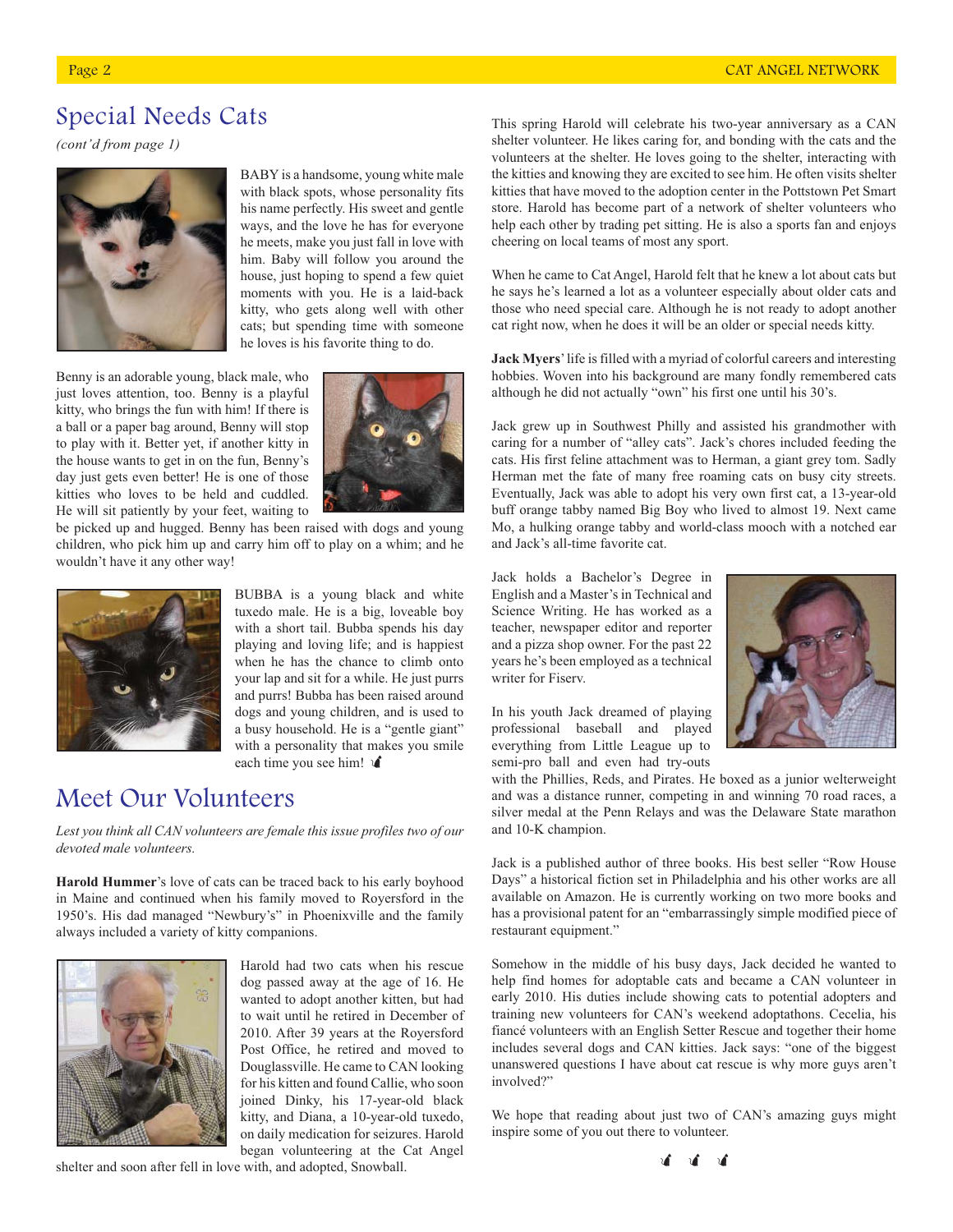## Special Needs Cats

*(cont'd from page 1)*

BABY is a handsome, young white male with black spots, whose personality fits his name perfectly. His sweet and gentle ways, and the love he has for everyone he meets, make you just fall in love with him. Baby will follow you around the house, just hoping to spend a few quiet moments with you. He is a laid-back kitty, who gets along well with other cats; but spending time with someone he loves is his favorite thing to do.

Benny is an adorable young, black male, who just loves attention, too. Benny is a playful kitty, who brings the fun with him! If there is a ball or a paper bag around, Benny will stop to play with it. Better yet, if another kitty in the house wants to get in on the fun, Benny's day just gets even better! He is one of those kitties who loves to be held and cuddled. He will sit patiently by your feet, waiting to be picked up and hugged. Benny has been raised with dogs and young children, who pick him up and carry him off to play on a whim; and he wouldn't have it any other way!

BUBBA is a young black and white tuxedo male. He is a big, loveable boy with a short tail. Bubba spends his day playing and loving life; and is happiest when he has the chance to climb onto your lap and sit for a while. He just purrs and purrs! Bubba has been raised around dogs and young children, and is used to a busy household. He is a "gentle giant" with a personality that makes you smile each time you see him!

## Meet Our Volunteers

*Lest you think all CAN volunteers are female this issue profiles two of our devoted male volunteers.*

**Harold Hummer**'s love of cats can be traced back to his early boyhood in Maine and continued when his family moved to Royersford in the 1950's. His dad managed "Newbury's" in Phoenixville and the family always included a variety of kitty companions.

Harold had two cats when his rescue dog passed away at the age of 16. He wanted to adopt another kitten, but had to wait until he retired in December of 2010. After 39 years at the Royersford Post Office, he retired and moved to Douglassville. He came to CAN looking for his kitten and found Callie, who soon joined Dinky, his 17-year-old black kitty, and Diana, a 10-year-old tuxedo, on daily medication for seizures. Harold began volunteering at the Cat Angel shelter and soon after fell in love with, and adopted, Snowball.

This spring Harold will celebrate his two-year anniversary as a CAN shelter volunteer. He likes caring for, and bonding with the cats and the volunteers at the shelter. He loves going to the shelter, interacting with the kitties and knowing they are excited to see him. He often visits shelter kitties that have moved to the adoption center in the Pottstown Pet Smart store. Harold has become part of a network of shelter volunteers who help each other by trading pet sitting. He is also a sports fan and enjoys cheering on local teams of most any sport.

When he came to Cat Angel, Harold felt that he knew a lot about cats but he says he's learned a lot as a volunteer especially about older cats and those who need special care. Although he is not ready to adopt another cat right now, when he does it will be an older or special needs kitty.

**Jack Myers**' life is filled with a myriad of colorful careers and interesting hobbies. Woven into his background are many fondly remembered cats although he did not actually "own" his first one until his 30's.

Jack grew up in Southwest Philly and assisted his grandmother with caring for a number of "alley cats". Jack's chores included feeding the cats. His first feline attachment was to Herman, a giant grey tom. Sadly Herman met the fate of many free roaming cats on busy city streets. Eventually, Jack was able to adopt his very own first cat, a 13-year-old buff orange tabby named Big Boy who lived to almost 19. Next came Mo, a hulking orange tabby and world-class mooch with a notched ear and Jack's all-time favorite cat.

Jack holds a Bachelor's Degree in English and a Master's in Technical and Science Writing. He has worked as a teacher, newspaper editor and reporter and a pizza shop owner. For the past 22 years he's been employed as a technical writer for Fiserv.

In his youth Jack dreamed of playing professional baseball and played everything from Little League up to semi-pro ball and even had try-outs with the Phillies, Reds, and Pirates. He boxed as a junior welterweight and was a distance runner, competing in and winning 70 road races, a silver medal at the Penn Relays and was the Delaware State marathon and 10-K champion.

Jack is a published author of three books. His best seller "Row House Days" a historical fiction set in Philadelphia and his other works are all available on Amazon. He is currently working on two more books and has a provisional patent for an "embarrassingly simple modified piece of restaurant equipment."

Somehow in the middle of his busy days, Jack decided he wanted to help find homes for adoptable cats and became a CAN volunteer in early 2010. His duties include showing cats to potential adopters and training new volunteers for CAN's weekend adoptathons. Cecelia, his fiancé volunteers with an English Setter Rescue and together their home includes several dogs and CAN kitties. Jack says: "one of the biggest unanswered questions I have about cat rescue is why more guys aren't involved?"

We hope that reading about just two of CAN's amazing guys might inspire some of you out there to volunteer.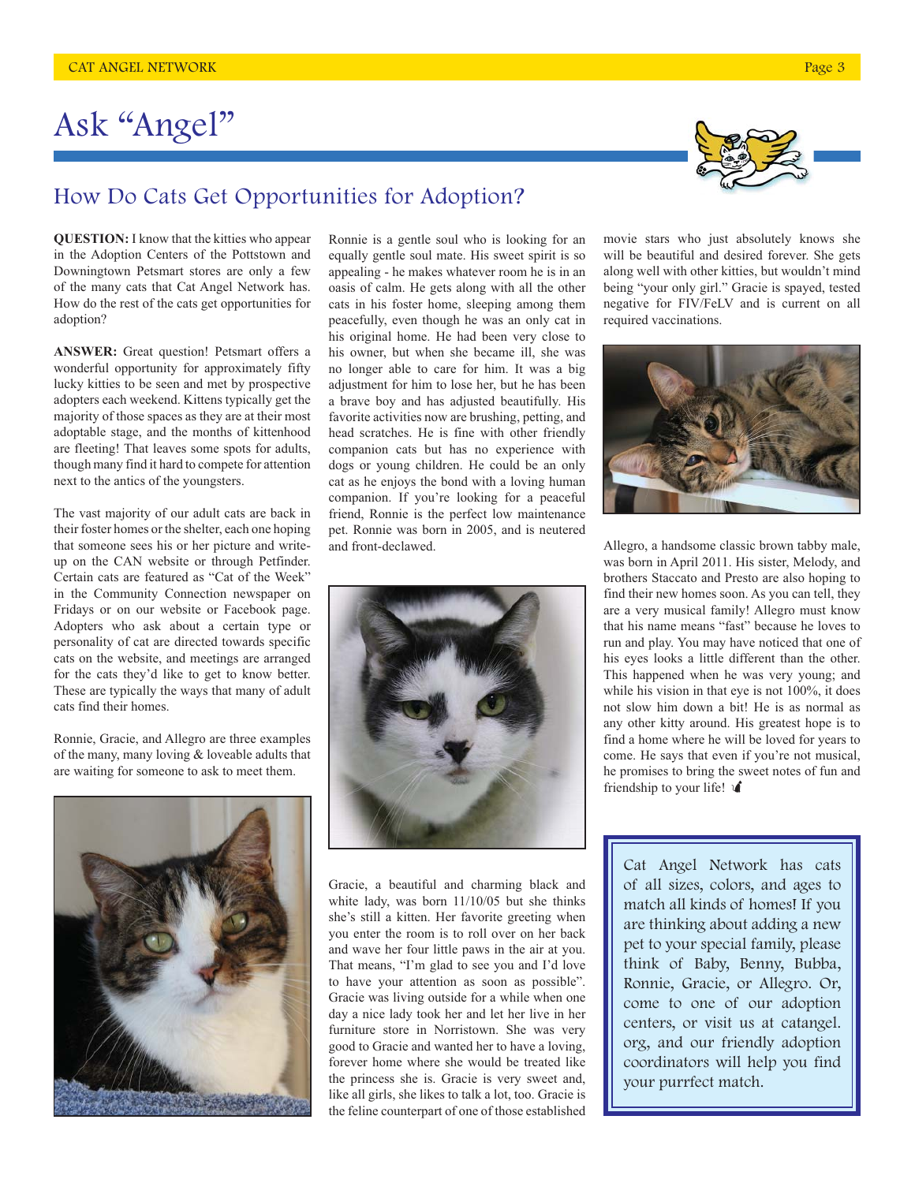# Ask "Angel"

## How Do Cats Get Opportunities for Adoption?

**QUESTION:** I know that the kitties who appear in the Adoption Centers of the Pottstown and Downingtown Petsmart stores are only a few of the many cats that Cat Angel Network has. How do the rest of the cats get opportunities for adoption?

**ANSWER:** Great question! Petsmart offers a wonderful opportunity for approximately fifty lucky kitties to be seen and met by prospective adopters each weekend. Kittens typically get the majority of those spaces as they are at their most adoptable stage, and the months of kittenhood are fleeting! That leaves some spots for adults, though many find it hard to compete for attention next to the antics of the youngsters.

The vast majority of our adult cats are back in their foster homes or the shelter, each one hoping that someone sees his or her picture and write-up on the CAN website or through Petfinder. Certain cats are featured as "Cat of the Week" in the Community Connection newspaper on Fridays or on our website or Facebook page. Adopters who ask about a certain type or personality of cat are directed towards specific cats on the website, and meetings are arranged for the cats they'd like to get to know better. These are typically the ways that many of adult cats find their homes.

Ronnie, Gracie, and Allegro are three examples of the many, many loving & loveable adults that are waiting for someone to ask to meet them.

Ronnie is a gentle soul who is looking for an equally gentle soul mate. His sweet spirit is so appealing - he makes whatever room he is in an oasis of calm. He gets along with all the other cats in his foster home, sleeping among them peacefully, even though he was an only cat in his original home. He had been very close to his owner, but when she became ill, she was no longer able to care for him. It was a big adjustment for him to lose her, but he has been a brave boy and has adjusted beautifully. His favorite activities now are brushing, petting, and head scratches. He is fine with other friendly companion cats but has no experience with dogs or young children. He could be an only cat as he enjoys the bond with a loving human companion. If you're looking for a peaceful friend, Ronnie is the perfect low maintenance pet. Ronnie was born in 2005, and is neutered and front-declawed.

Gracie, a beautiful and charming black and white lady, was born 11/10/05 but she thinks she's still a kitten. Her favorite greeting when you enter the room is to roll over on her back and wave her four little paws in the air at you. That means, "I'm glad to see you and I'd love to have your attention as soon as possible". Gracie was living outside for a while when one day a nice lady took her and let her live in her furniture store in Norristown. She was very good to Gracie and wanted her to have a loving, forever home where she would be treated like the princess she is. Gracie is very sweet and, like all girls, she likes to talk a lot, too. Gracie is the feline counterpart of one of those established movie stars who just absolutely knows she will be beautiful and desired forever. She gets along well with other kitties, but wouldn't mind being "your only girl." Gracie is spayed, tested negative for FIV/FeLV and is current on all required vaccinations.

Allegro, a handsome classic brown tabby male, was born in April 2011. His sister, Melody, and brothers Staccato and Presto are also hoping to find their new homes soon. As you can tell, they are a very musical family! Allegro must know that his name means "fast" because he loves to run and play. You may have noticed that one of his eyes looks a little different than the other. This happened when he was very young; and while his vision in that eye is not 100%, it does not slow him down a bit! He is as normal as any other kitty around. His greatest hope is to find a home where he will be loved for years to come. He says that even if you're not musical, he promises to bring the sweet notes of fun and friendship to your life!

Cat Angel Network has cats of all sizes, colors, and ages to match all kinds of homes! If you are thinking about adding a new pet to your special family, please think of Baby, Benny, Bubba, Ronnie, Gracie, or Allegro. Or, come to one of our adoption centers, or visit us at catangel.org, and our friendly adoption coordinators will help you find your purrfect match.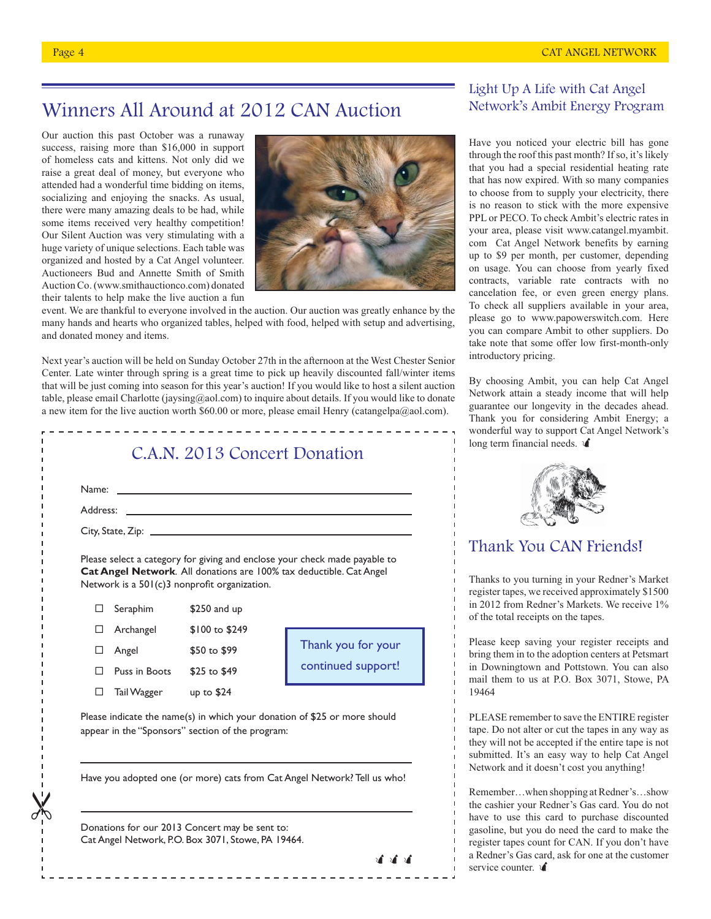# Winners All Around at 2012 CAN Auction

Our auction this past October was a runaway success, raising more than $16,000 in support of homeless cats and kittens. Not only did we raise a great deal of money, but everyone who attended had a wonderful time bidding on items, socializing and enjoying the snacks. As usual, there were many amazing deals to be had, while some items received very healthy competition! Our Silent Auction was very stimulating with a huge variety of unique selections. Each table was organized and hosted by a Cat Angel volunteer. Auctioneers Bud and Annette Smith of Smith Auction Co. (www.smithauctionco.com) donated their talents to help make the live auction a fun event. We are thankful to everyone involved in the auction. Our auction was greatly enhance by the many hands and hearts who organized tables, helped with food, helped with setup and advertising, and donated money and items.

Next year's auction will be held on Sunday October 27th in the afternoon at the West Chester Senior Center. Late winter through spring is a great time to pick up heavily discounted fall/winter items that will be just coming into season for this year's auction! If you would like to host a silent auction table, please email Charlotte (jaysing@aol.com) to inquire about details. If you would like to donate a new item for the live auction worth $60.00 or more, please email Henry (catangelpa@aol.com).

## C.A.N. 2013 Concert Donation

Name: ______________________________

Address: ______________________________

City, State, Zip: ______________________________

Please select a category for giving and enclose your check made payable to **Cat Angel Network**. All donations are 100% tax deductible. Cat Angel Network is a 501(c)3 nonprofit organization.

- ☐ Seraphim $250 and up
- ☐ Archangel $100 to $249
- ☐ Angel $50 to $99
- ☐ Puss in Boots $25 to $49
- ☐ Tail Wagger up to $24

Thank you for your continued support!

Please indicate the name(s) in which your donation of $25 or more should appear in the "Sponsors" section of the program:

______________________________

Have you adopted one (or more) cats from Cat Angel Network? Tell us who!

______________________________

Donations for our 2013 Concert may be sent to:
Cat Angel Network, P.O. Box 3071, Stowe, PA 19464.

## Light Up A Life with Cat Angel Network's Ambit Energy Program

Have you noticed your electric bill has gone through the roof this past month? If so, it's likely that you had a special residential heating rate that has now expired. With so many companies to choose from to supply your electricity, there is no reason to stick with the more expensive PPL or PECO. To check Ambit's electric rates in your area, please visit www.catangel.myambit.com Cat Angel Network benefits by earning up to $9 per month, per customer, depending on usage. You can choose from yearly fixed contracts, variable rate contracts with no cancelation fee, or even green energy plans. To check all suppliers available in your area, please go to www.papowerswitch.com. Here you can compare Ambit to other suppliers. Do take note that some offer low first-month-only introductory pricing.

By choosing Ambit, you can help Cat Angel Network attain a steady income that will help guarantee our longevity in the decades ahead. Thank you for considering Ambit Energy; a wonderful way to support Cat Angel Network's long term financial needs.

## Thank You CAN Friends!

Thanks to you turning in your Redner's Market register tapes, we received approximately $1500 in 2012 from Redner's Markets. We receive 1% of the total receipts on the tapes.

Please keep saving your register receipts and bring them in to the adoption centers at Petsmart in Downingtown and Pottstown. You can also mail them to us at P.O. Box 3071, Stowe, PA 19464

PLEASE remember to save the ENTIRE register tape. Do not alter or cut the tapes in any way as they will not be accepted if the entire tape is not submitted. It's an easy way to help Cat Angel Network and it doesn't cost you anything!

Remember…when shopping at Redner's…show the cashier your Redner's Gas card. You do not have to use this card to purchase discounted gasoline, but you do need the card to make the register tapes count for CAN. If you don't have a Redner's Gas card, ask for one at the customer service counter.